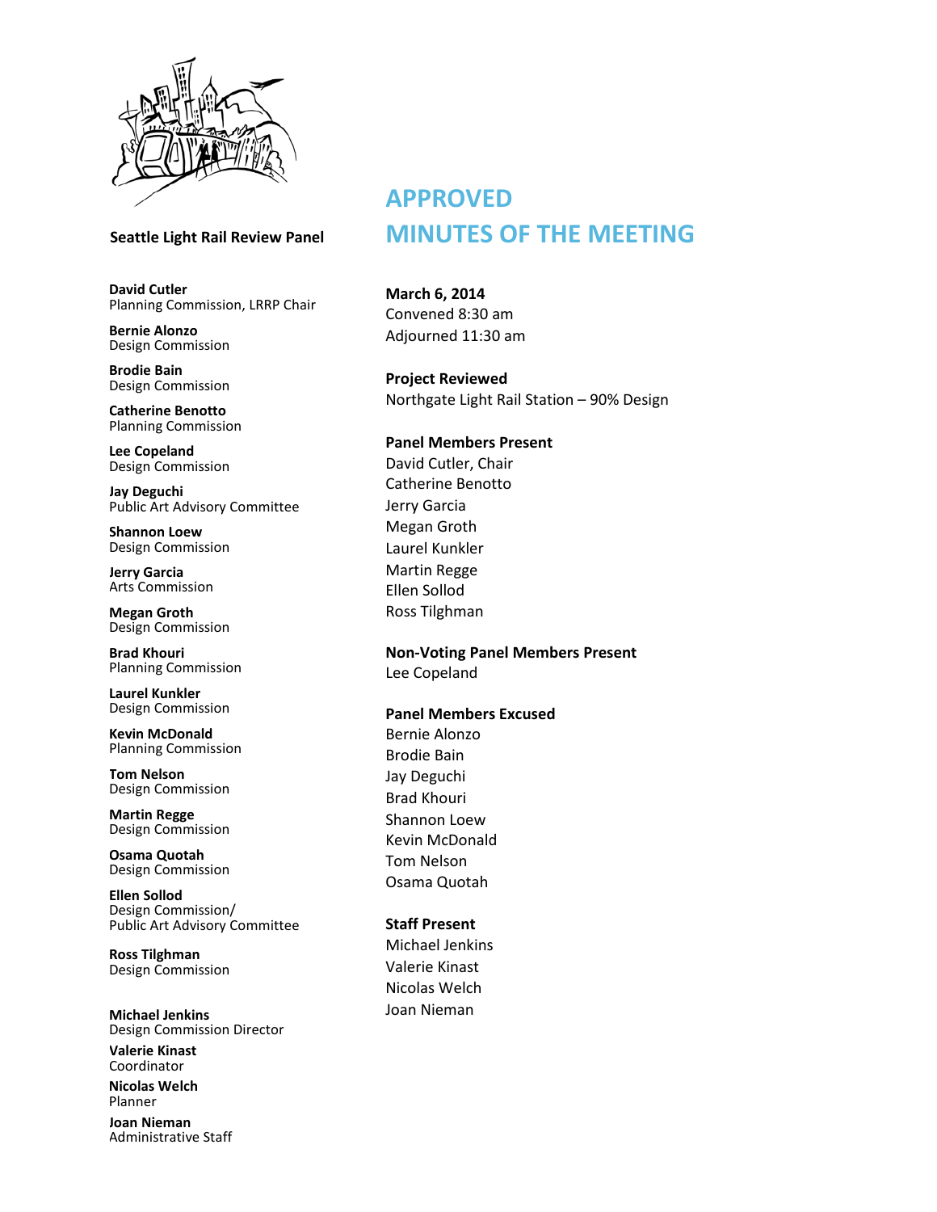**Seattle Light Rail Review Panel**

**David Cutler**
Planning Commission, LRRP Chair

**Bernie Alonzo**
Design Commission

**Brodie Bain**
Design Commission

**Catherine Benotto**
Planning Commission

**Lee Copeland**
Design Commission

**Jay Deguchi**
Public Art Advisory Committee

**Shannon Loew**
Design Commission

**Jerry Garcia**
Arts Commission

**Megan Groth**
Design Commission

**Brad Khouri**
Planning Commission

**Laurel Kunkler**
Design Commission

**Kevin McDonald**
Planning Commission

**Tom Nelson**
Design Commission

**Martin Regge**
Design Commission

**Osama Quotah**
Design Commission

**Ellen Sollod**
Design Commission/
Public Art Advisory Committee

**Ross Tilghman**
Design Commission

**Michael Jenkins**
Design Commission Director

**Valerie Kinast**
Coordinator

**Nicolas Welch**
Planner

**Joan Nieman**
Administrative Staff

# APPROVED MINUTES OF THE MEETING

**March 6, 2014**
Convened 8:30 am
Adjourned 11:30 am

**Project Reviewed**
Northgate Light Rail Station – 90% Design

**Panel Members Present**
David Cutler, Chair
Catherine Benotto
Jerry Garcia
Megan Groth
Laurel Kunkler
Martin Regge
Ellen Sollod
Ross Tilghman

**Non-Voting Panel Members Present**
Lee Copeland

**Panel Members Excused**
Bernie Alonzo
Brodie Bain
Jay Deguchi
Brad Khouri
Shannon Loew
Kevin McDonald
Tom Nelson
Osama Quotah

**Staff Present**
Michael Jenkins
Valerie Kinast
Nicolas Welch
Joan Nieman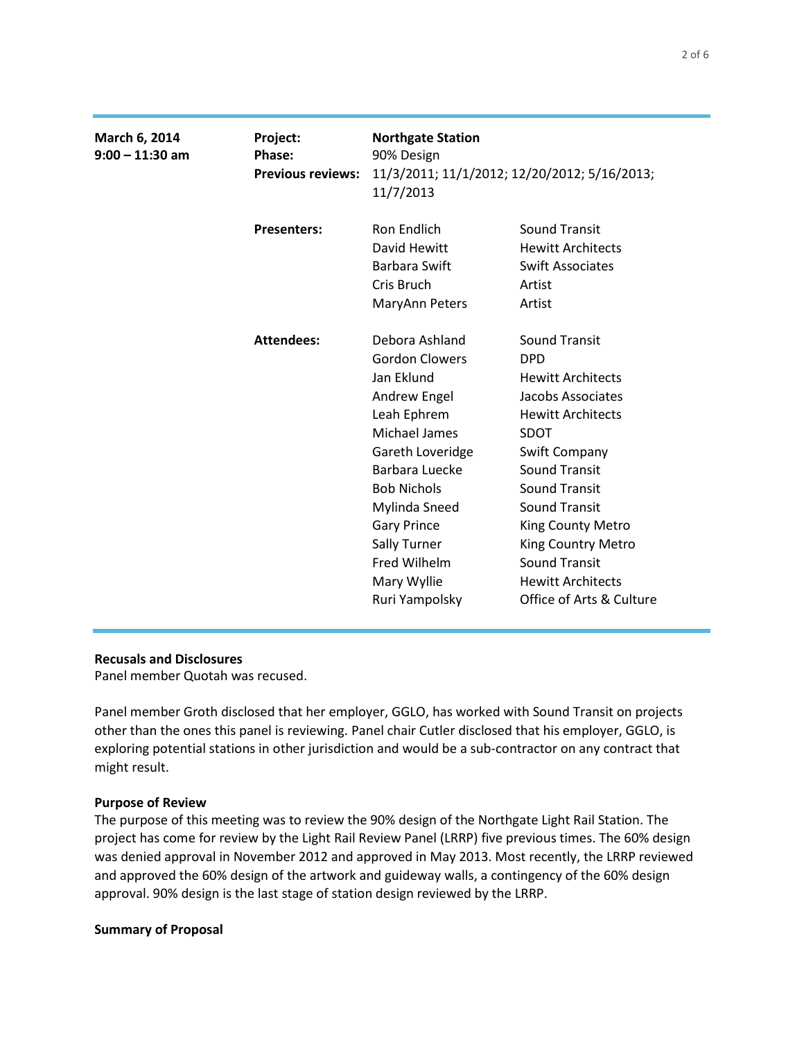| | | | |
|---|---|---|---|
| **March 6, 2014**<br>**9:00 – 11:30 am** | **Project:** | **Northgate Station** | |
| | **Phase:** | 90% Design | |
| | **Previous reviews:** | 11/3/2011; 11/1/2012; 12/20/2012; 5/16/2013; 11/7/2013 | |
| | **Presenters:** | Ron Endlich | Sound Transit |
| | | David Hewitt | Hewitt Architects |
| | | Barbara Swift | Swift Associates |
| | | Cris Bruch | Artist |
| | | MaryAnn Peters | Artist |
| | **Attendees:** | Debora Ashland | Sound Transit |
| | | Gordon Clowers | DPD |
| | | Jan Eklund | Hewitt Architects |
| | | Andrew Engel | Jacobs Associates |
| | | Leah Ephrem | Hewitt Architects |
| | | Michael James | SDOT |
| | | Gareth Loveridge | Swift Company |
| | | Barbara Luecke | Sound Transit |
| | | Bob Nichols | Sound Transit |
| | | Mylinda Sneed | Sound Transit |
| | | Gary Prince | King County Metro |
| | | Sally Turner | King Country Metro |
| | | Fred Wilhelm | Sound Transit |
| | | Mary Wyllie | Hewitt Architects |
| | | Ruri Yampolsky | Office of Arts & Culture |

**Recusals and Disclosures**

Panel member Quotah was recused.

Panel member Groth disclosed that her employer, GGLO, has worked with Sound Transit on projects other than the ones this panel is reviewing. Panel chair Cutler disclosed that his employer, GGLO, is exploring potential stations in other jurisdiction and would be a sub-contractor on any contract that might result.

**Purpose of Review**

The purpose of this meeting was to review the 90% design of the Northgate Light Rail Station. The project has come for review by the Light Rail Review Panel (LRRP) five previous times. The 60% design was denied approval in November 2012 and approved in May 2013. Most recently, the LRRP reviewed and approved the 60% design of the artwork and guideway walls, a contingency of the 60% design approval. 90% design is the last stage of station design reviewed by the LRRP.

**Summary of Proposal**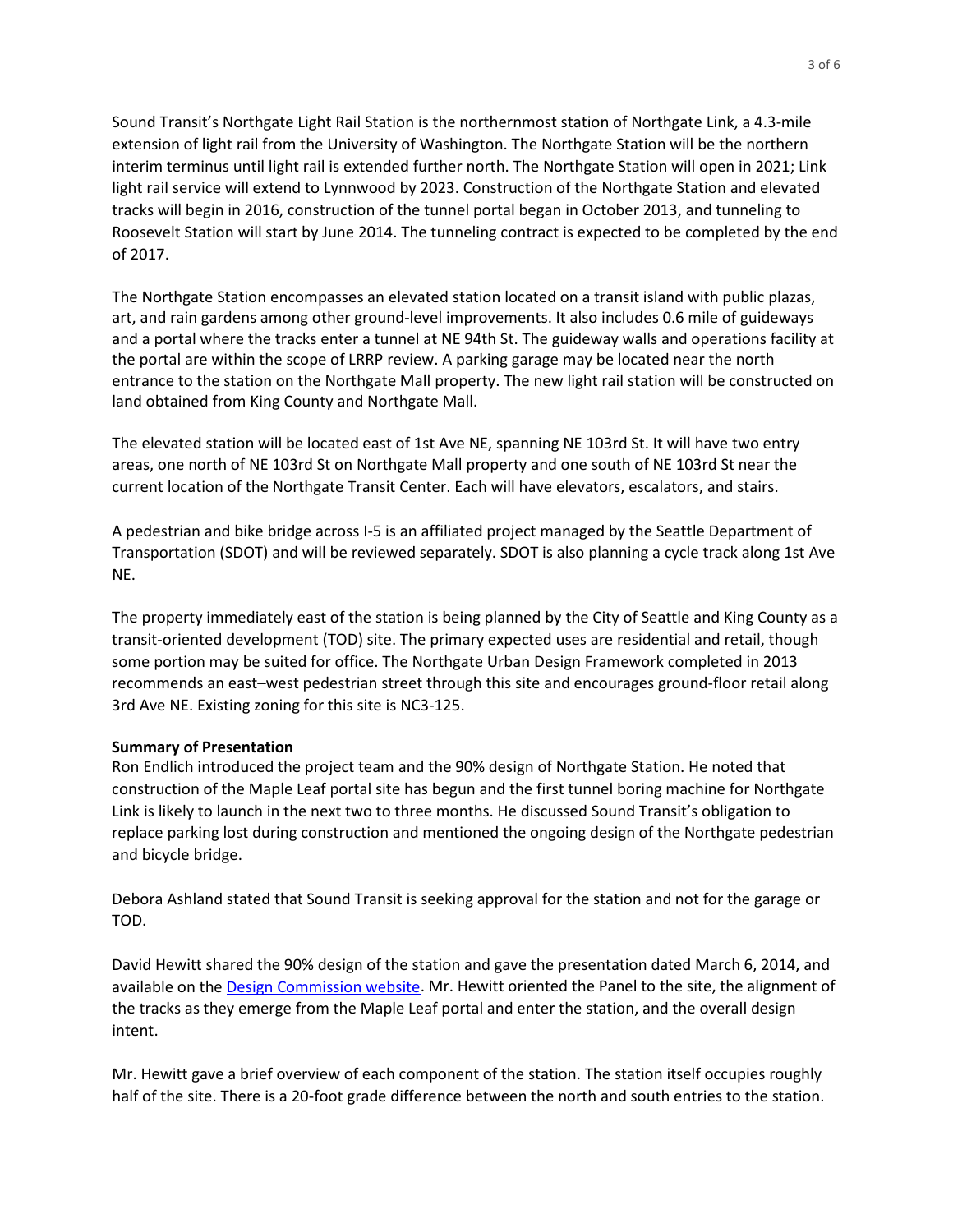Sound Transit's Northgate Light Rail Station is the northernmost station of Northgate Link, a 4.3-mile extension of light rail from the University of Washington. The Northgate Station will be the northern interim terminus until light rail is extended further north. The Northgate Station will open in 2021; Link light rail service will extend to Lynnwood by 2023. Construction of the Northgate Station and elevated tracks will begin in 2016, construction of the tunnel portal began in October 2013, and tunneling to Roosevelt Station will start by June 2014. The tunneling contract is expected to be completed by the end of 2017.

The Northgate Station encompasses an elevated station located on a transit island with public plazas, art, and rain gardens among other ground-level improvements. It also includes 0.6 mile of guideways and a portal where the tracks enter a tunnel at NE 94th St. The guideway walls and operations facility at the portal are within the scope of LRRP review. A parking garage may be located near the north entrance to the station on the Northgate Mall property. The new light rail station will be constructed on land obtained from King County and Northgate Mall.

The elevated station will be located east of 1st Ave NE, spanning NE 103rd St. It will have two entry areas, one north of NE 103rd St on Northgate Mall property and one south of NE 103rd St near the current location of the Northgate Transit Center. Each will have elevators, escalators, and stairs.

A pedestrian and bike bridge across I-5 is an affiliated project managed by the Seattle Department of Transportation (SDOT) and will be reviewed separately. SDOT is also planning a cycle track along 1st Ave NE.

The property immediately east of the station is being planned by the City of Seattle and King County as a transit-oriented development (TOD) site. The primary expected uses are residential and retail, though some portion may be suited for office. The Northgate Urban Design Framework completed in 2013 recommends an east–west pedestrian street through this site and encourages ground-floor retail along 3rd Ave NE. Existing zoning for this site is NC3-125.

**Summary of Presentation**

Ron Endlich introduced the project team and the 90% design of Northgate Station. He noted that construction of the Maple Leaf portal site has begun and the first tunnel boring machine for Northgate Link is likely to launch in the next two to three months. He discussed Sound Transit's obligation to replace parking lost during construction and mentioned the ongoing design of the Northgate pedestrian and bicycle bridge.

Debora Ashland stated that Sound Transit is seeking approval for the station and not for the garage or TOD.

David Hewitt shared the 90% design of the station and gave the presentation dated March 6, 2014, and available on the Design Commission website. Mr. Hewitt oriented the Panel to the site, the alignment of the tracks as they emerge from the Maple Leaf portal and enter the station, and the overall design intent.

Mr. Hewitt gave a brief overview of each component of the station. The station itself occupies roughly half of the site. There is a 20-foot grade difference between the north and south entries to the station.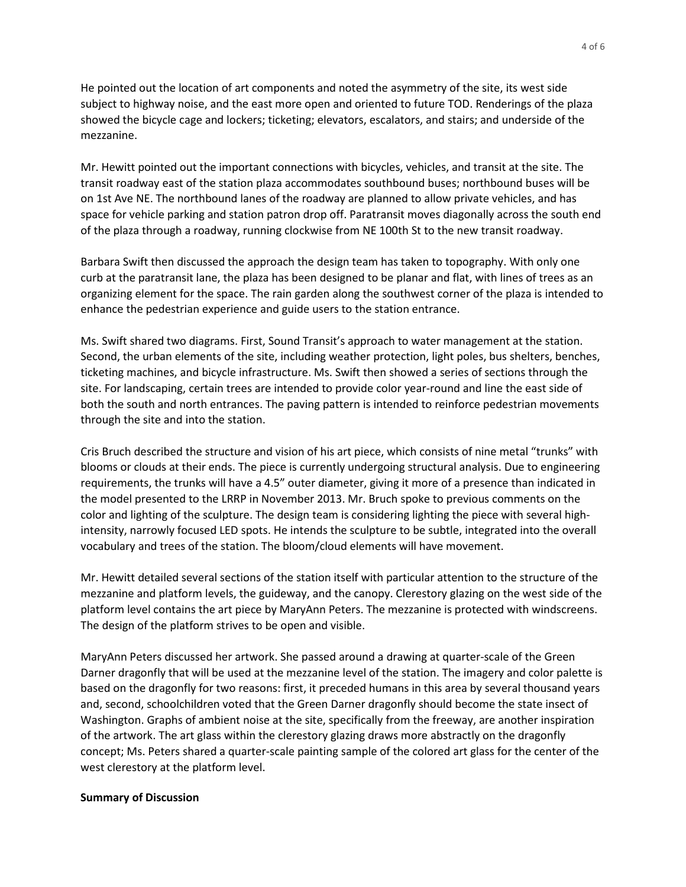He pointed out the location of art components and noted the asymmetry of the site, its west side subject to highway noise, and the east more open and oriented to future TOD. Renderings of the plaza showed the bicycle cage and lockers; ticketing; elevators, escalators, and stairs; and underside of the mezzanine.

Mr. Hewitt pointed out the important connections with bicycles, vehicles, and transit at the site. The transit roadway east of the station plaza accommodates southbound buses; northbound buses will be on 1st Ave NE. The northbound lanes of the roadway are planned to allow private vehicles, and has space for vehicle parking and station patron drop off. Paratransit moves diagonally across the south end of the plaza through a roadway, running clockwise from NE 100th St to the new transit roadway.

Barbara Swift then discussed the approach the design team has taken to topography. With only one curb at the paratransit lane, the plaza has been designed to be planar and flat, with lines of trees as an organizing element for the space. The rain garden along the southwest corner of the plaza is intended to enhance the pedestrian experience and guide users to the station entrance.

Ms. Swift shared two diagrams. First, Sound Transit's approach to water management at the station. Second, the urban elements of the site, including weather protection, light poles, bus shelters, benches, ticketing machines, and bicycle infrastructure. Ms. Swift then showed a series of sections through the site. For landscaping, certain trees are intended to provide color year-round and line the east side of both the south and north entrances. The paving pattern is intended to reinforce pedestrian movements through the site and into the station.

Cris Bruch described the structure and vision of his art piece, which consists of nine metal "trunks" with blooms or clouds at their ends. The piece is currently undergoing structural analysis. Due to engineering requirements, the trunks will have a 4.5" outer diameter, giving it more of a presence than indicated in the model presented to the LRRP in November 2013. Mr. Bruch spoke to previous comments on the color and lighting of the sculpture. The design team is considering lighting the piece with several high-intensity, narrowly focused LED spots. He intends the sculpture to be subtle, integrated into the overall vocabulary and trees of the station. The bloom/cloud elements will have movement.

Mr. Hewitt detailed several sections of the station itself with particular attention to the structure of the mezzanine and platform levels, the guideway, and the canopy. Clerestory glazing on the west side of the platform level contains the art piece by MaryAnn Peters. The mezzanine is protected with windscreens. The design of the platform strives to be open and visible.

MaryAnn Peters discussed her artwork. She passed around a drawing at quarter-scale of the Green Darner dragonfly that will be used at the mezzanine level of the station. The imagery and color palette is based on the dragonfly for two reasons: first, it preceded humans in this area by several thousand years and, second, schoolchildren voted that the Green Darner dragonfly should become the state insect of Washington. Graphs of ambient noise at the site, specifically from the freeway, are another inspiration of the artwork. The art glass within the clerestory glazing draws more abstractly on the dragonfly concept; Ms. Peters shared a quarter-scale painting sample of the colored art glass for the center of the west clerestory at the platform level.

**Summary of Discussion**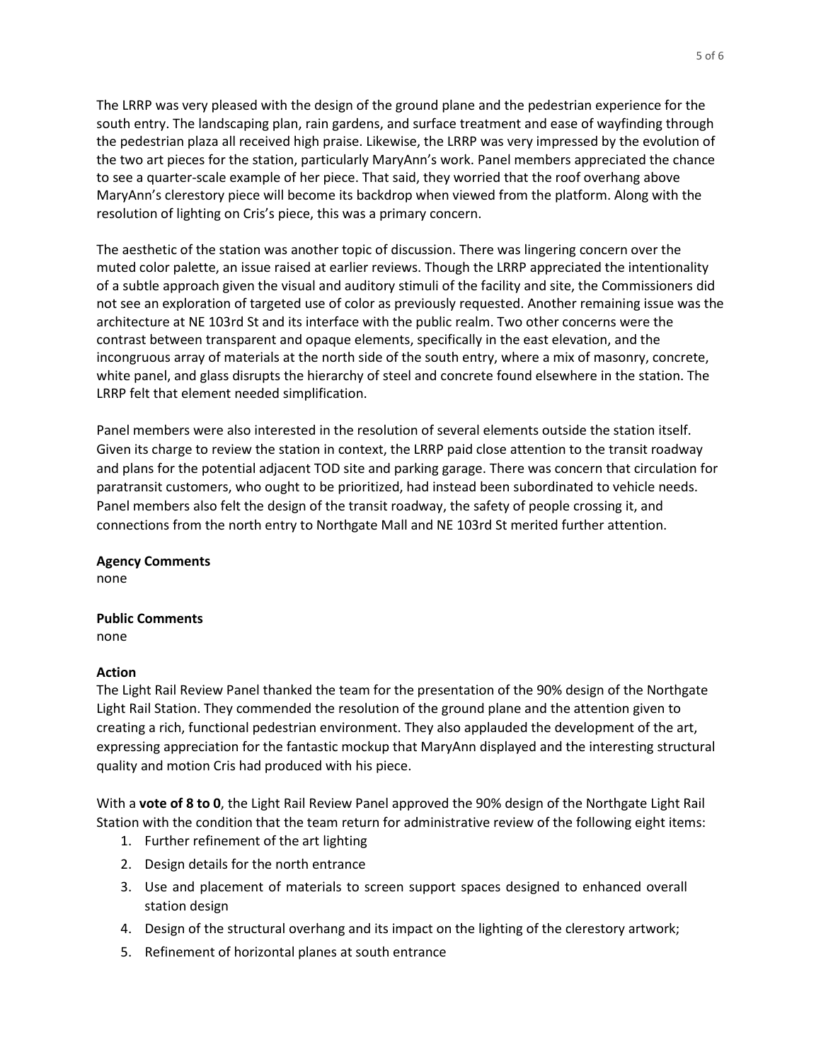The LRRP was very pleased with the design of the ground plane and the pedestrian experience for the south entry. The landscaping plan, rain gardens, and surface treatment and ease of wayfinding through the pedestrian plaza all received high praise. Likewise, the LRRP was very impressed by the evolution of the two art pieces for the station, particularly MaryAnn's work. Panel members appreciated the chance to see a quarter-scale example of her piece. That said, they worried that the roof overhang above MaryAnn's clerestory piece will become its backdrop when viewed from the platform. Along with the resolution of lighting on Cris's piece, this was a primary concern.

The aesthetic of the station was another topic of discussion. There was lingering concern over the muted color palette, an issue raised at earlier reviews. Though the LRRP appreciated the intentionality of a subtle approach given the visual and auditory stimuli of the facility and site, the Commissioners did not see an exploration of targeted use of color as previously requested. Another remaining issue was the architecture at NE 103rd St and its interface with the public realm. Two other concerns were the contrast between transparent and opaque elements, specifically in the east elevation, and the incongruous array of materials at the north side of the south entry, where a mix of masonry, concrete, white panel, and glass disrupts the hierarchy of steel and concrete found elsewhere in the station. The LRRP felt that element needed simplification.

Panel members were also interested in the resolution of several elements outside the station itself. Given its charge to review the station in context, the LRRP paid close attention to the transit roadway and plans for the potential adjacent TOD site and parking garage. There was concern that circulation for paratransit customers, who ought to be prioritized, had instead been subordinated to vehicle needs. Panel members also felt the design of the transit roadway, the safety of people crossing it, and connections from the north entry to Northgate Mall and NE 103rd St merited further attention.

**Agency Comments**

none

**Public Comments**

none

**Action**

The Light Rail Review Panel thanked the team for the presentation of the 90% design of the Northgate Light Rail Station. They commended the resolution of the ground plane and the attention given to creating a rich, functional pedestrian environment. They also applauded the development of the art, expressing appreciation for the fantastic mockup that MaryAnn displayed and the interesting structural quality and motion Cris had produced with his piece.

With a **vote of 8 to 0**, the Light Rail Review Panel approved the 90% design of the Northgate Light Rail Station with the condition that the team return for administrative review of the following eight items:

1. Further refinement of the art lighting
2. Design details for the north entrance
3. Use and placement of materials to screen support spaces designed to enhanced overall station design
4. Design of the structural overhang and its impact on the lighting of the clerestory artwork;
5. Refinement of horizontal planes at south entrance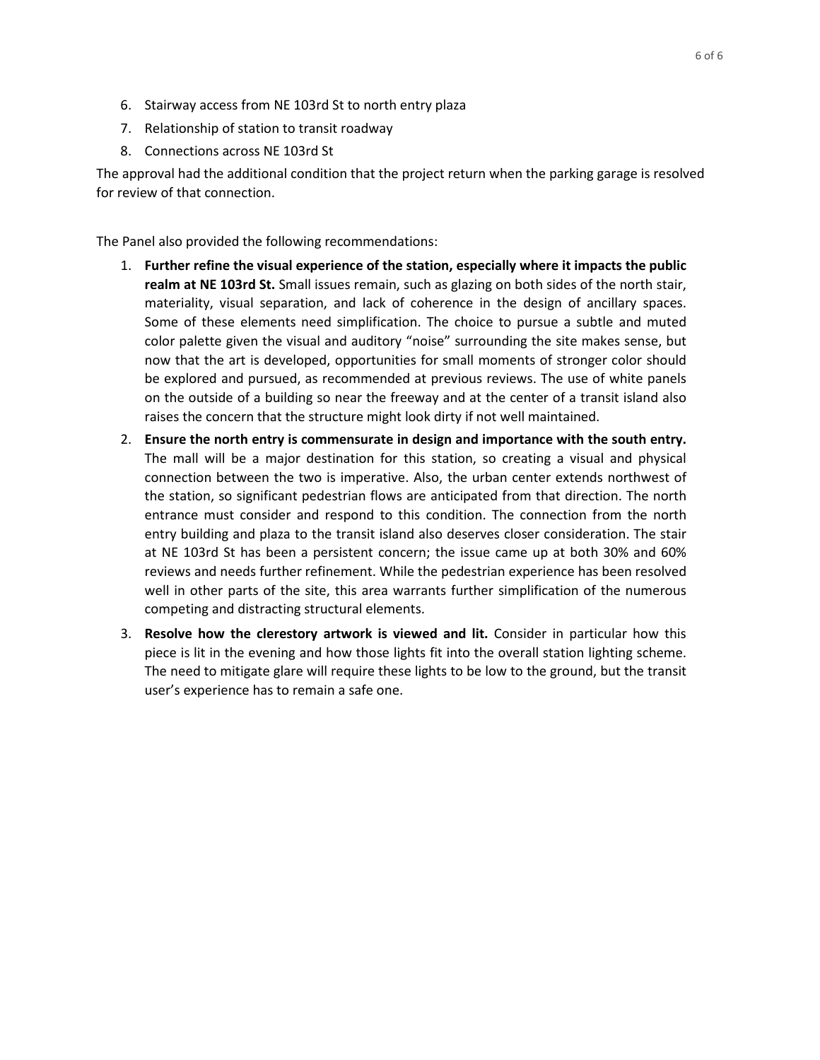6. Stairway access from NE 103rd St to north entry plaza
7. Relationship of station to transit roadway
8. Connections across NE 103rd St

The approval had the additional condition that the project return when the parking garage is resolved for review of that connection.

The Panel also provided the following recommendations:

1. **Further refine the visual experience of the station, especially where it impacts the public realm at NE 103rd St.** Small issues remain, such as glazing on both sides of the north stair, materiality, visual separation, and lack of coherence in the design of ancillary spaces. Some of these elements need simplification. The choice to pursue a subtle and muted color palette given the visual and auditory "noise" surrounding the site makes sense, but now that the art is developed, opportunities for small moments of stronger color should be explored and pursued, as recommended at previous reviews. The use of white panels on the outside of a building so near the freeway and at the center of a transit island also raises the concern that the structure might look dirty if not well maintained.
2. **Ensure the north entry is commensurate in design and importance with the south entry.** The mall will be a major destination for this station, so creating a visual and physical connection between the two is imperative. Also, the urban center extends northwest of the station, so significant pedestrian flows are anticipated from that direction. The north entrance must consider and respond to this condition. The connection from the north entry building and plaza to the transit island also deserves closer consideration. The stair at NE 103rd St has been a persistent concern; the issue came up at both 30% and 60% reviews and needs further refinement. While the pedestrian experience has been resolved well in other parts of the site, this area warrants further simplification of the numerous competing and distracting structural elements.
3. **Resolve how the clerestory artwork is viewed and lit.** Consider in particular how this piece is lit in the evening and how those lights fit into the overall station lighting scheme. The need to mitigate glare will require these lights to be low to the ground, but the transit user's experience has to remain a safe one.